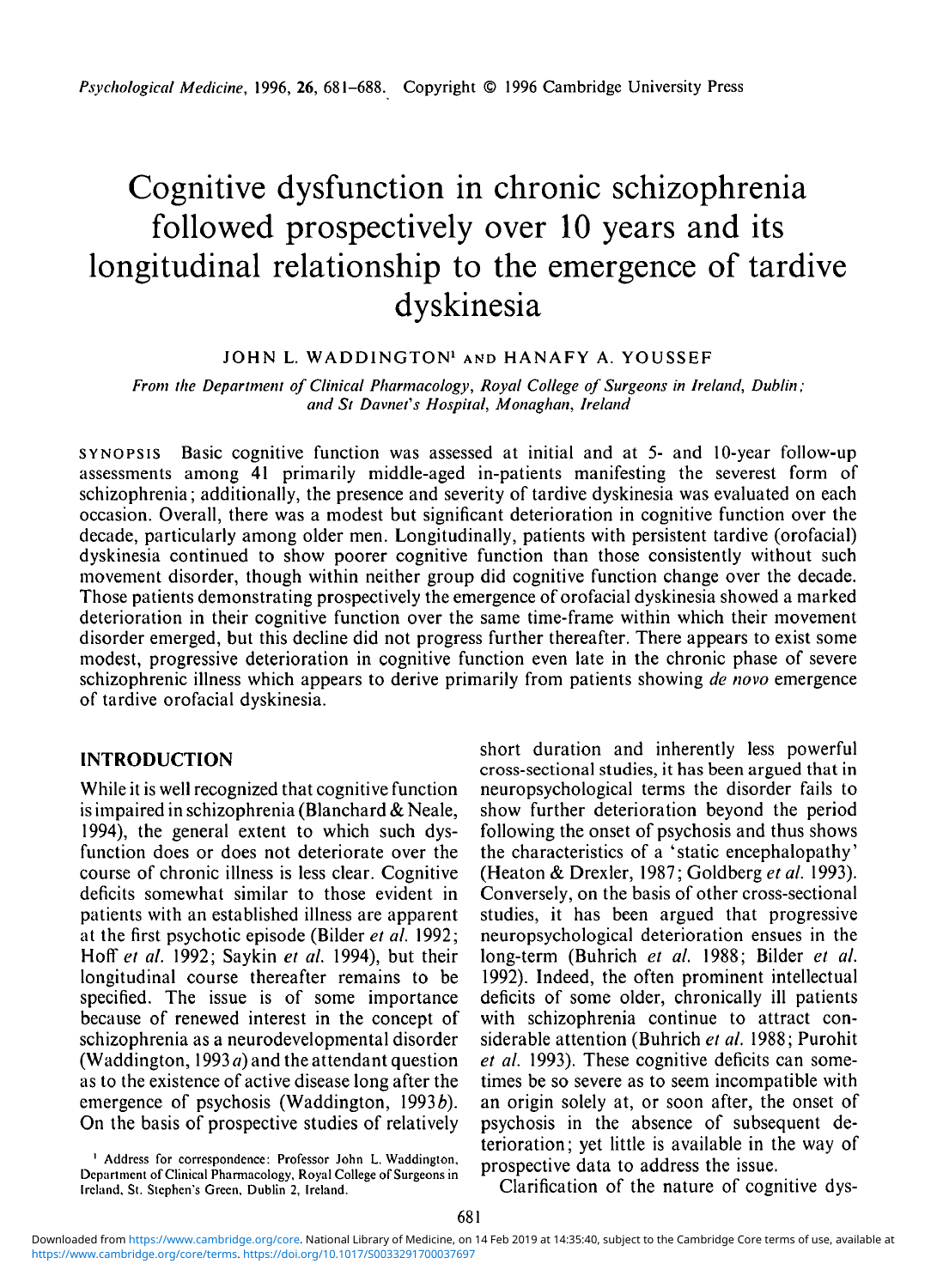# Cognitive dysfunction in chronic schizophrenia followed prospectively over 10 years and its longitudinal relationship to the emergence of tardive dyskinesia

JOHN L. WADDINGTON[1] AND HANAFY A. YOUSSEF

*From the Department of Clinical Pharmacology, Royal College of Surgeons in Ireland, Dublin; and St Davnet's Hospital, Monaghan, Ireland*

SYNOPSIS Basic cognitive function was assessed at initial and at 5- and 10-year follow-up assessments among 41 primarily middle-aged in-patients manifesting the severest form of schizophrenia; additionally, the presence and severity of tardive dyskinesia was evaluated on each occasion. Overall, there was a modest but significant deterioration in cognitive function over the decade, particularly among older men. Longitudinally, patients with persistent tardive (orofacial) dyskinesia continued to show poorer cognitive function than those consistently without such movement disorder, though within neither group did cognitive function change over the decade. Those patients demonstrating prospectively the emergence of orofacial dyskinesia showed a marked deterioration in their cognitive function over the same time-frame within which their movement disorder emerged, but this decline did not progress further thereafter. There appears to exist some modest, progressive deterioration in cognitive function even late in the chronic phase of severe schizophrenic illness which appears to derive primarily from patients showing *de novo* emergence of tardive orofacial dyskinesia.

## INTRODUCTION

While it is well recognized that cognitive function is impaired in schizophrenia (Blanchard & Neale, 1994), the general extent to which such dysfunction does or does not deteriorate over the course of chronic illness is less clear. Cognitive deficits somewhat similar to those evident in patients with an established illness are apparent at the first psychotic episode (Bilder *et al.* 1992; Hoff *et al.* 1992; Saykin *et al.* 1994), but their longitudinal course thereafter remains to be specified. The issue is of some importance because of renewed interest in the concept of schizophrenia as a neurodevelopmental disorder (Waddington, 1993*a*) and the attendant question as to the existence of active disease long after the emergence of psychosis (Waddington, 1993*b*). On the basis of prospective studies of relatively short duration and inherently less powerful cross-sectional studies, it has been argued that in neuropsychological terms the disorder fails to show further deterioration beyond the period following the onset of psychosis and thus shows the characteristics of a 'static encephalopathy' (Heaton & Drexler, 1987; Goldberg *et al.* 1993). Conversely, on the basis of other cross-sectional studies, it has been argued that progressive neuropsychological deterioration ensues in the long-term (Buhrich *et al.* 1988; Bilder *et al.* 1992). Indeed, the often prominent intellectual deficits of some older, chronically ill patients with schizophrenia continue to attract considerable attention (Buhrich *et al.* 1988; Purohit *et al.* 1993). These cognitive deficits can sometimes be so severe as to seem incompatible with an origin solely at, or soon after, the onset of psychosis in the absence of subsequent deterioration; yet little is available in the way of prospective data to address the issue.

Clarification of the nature of cognitive dys-

[1] Address for correspondence: Professor John L. Waddington, Department of Clinical Pharmacology, Royal College of Surgeons in Ireland, St. Stephen's Green, Dublin 2, Ireland.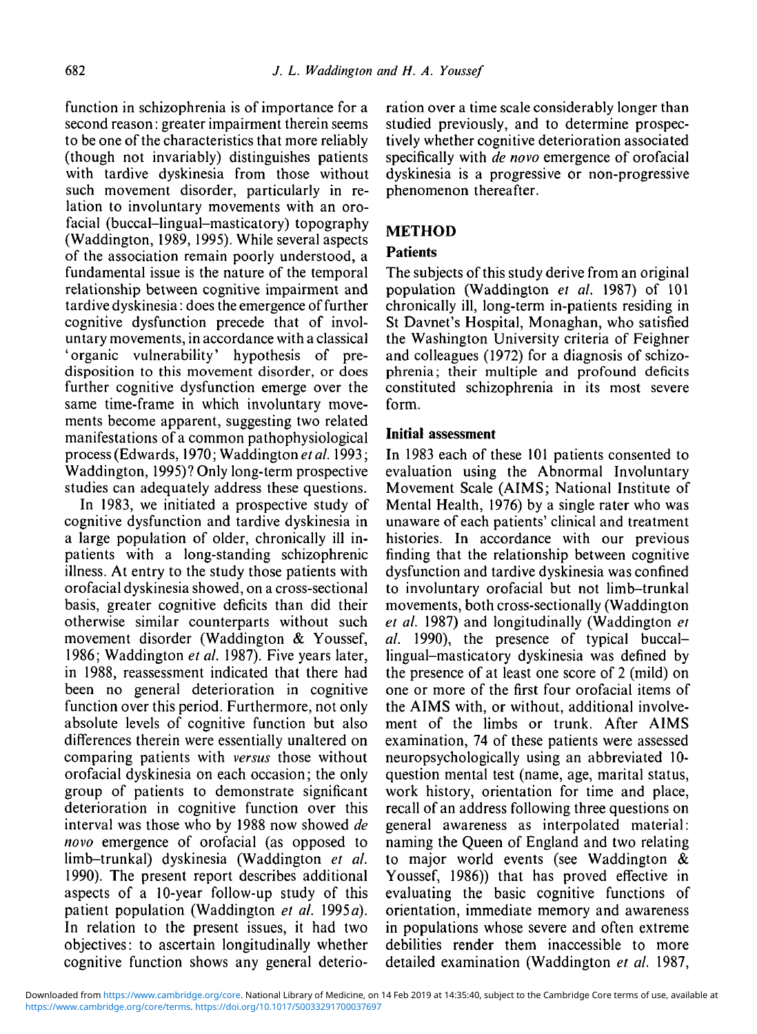function in schizophrenia is of importance for a second reason: greater impairment therein seems to be one of the characteristics that more reliably (though not invariably) distinguishes patients with tardive dyskinesia from those without such movement disorder, particularly in relation to involuntary movements with an orofacial (buccal–lingual–masticatory) topography (Waddington, 1989, 1995). While several aspects of the association remain poorly understood, a fundamental issue is the nature of the temporal relationship between cognitive impairment and tardive dyskinesia: does the emergence of further cognitive dysfunction precede that of involuntary movements, in accordance with a classical 'organic vulnerability' hypothesis of predisposition to this movement disorder, or does further cognitive dysfunction emerge over the same time-frame in which involuntary movements become apparent, suggesting two related manifestations of a common pathophysiological process (Edwards, 1970; Waddington *et al.* 1993; Waddington, 1995)? Only long-term prospective studies can adequately address these questions.

In 1983, we initiated a prospective study of cognitive dysfunction and tardive dyskinesia in a large population of older, chronically ill inpatients with a long-standing schizophrenic illness. At entry to the study those patients with orofacial dyskinesia showed, on a cross-sectional basis, greater cognitive deficits than did their otherwise similar counterparts without such movement disorder (Waddington & Youssef, 1986; Waddington *et al.* 1987). Five years later, in 1988, reassessment indicated that there had been no general deterioration in cognitive function over this period. Furthermore, not only absolute levels of cognitive function but also differences therein were essentially unaltered on comparing patients with *versus* those without orofacial dyskinesia on each occasion; the only group of patients to demonstrate significant deterioration in cognitive function over this interval was those who by 1988 now showed *de novo* emergence of orofacial (as opposed to limb–trunkal) dyskinesia (Waddington *et al.* 1990). The present report describes additional aspects of a 10-year follow-up study of this patient population (Waddington *et al.* 1995*a*). In relation to the present issues, it had two objectives: to ascertain longitudinally whether cognitive function shows any general deterioration over a time scale considerably longer than studied previously, and to determine prospectively whether cognitive deterioration associated specifically with *de novo* emergence of orofacial dyskinesia is a progressive or non-progressive phenomenon thereafter.

## METHOD

### Patients

The subjects of this study derive from an original population (Waddington *et al.* 1987) of 101 chronically ill, long-term in-patients residing in St Davnet's Hospital, Monaghan, who satisfied the Washington University criteria of Feighner and colleagues (1972) for a diagnosis of schizophrenia; their multiple and profound deficits constituted schizophrenia in its most severe form.

### Initial assessment

In 1983 each of these 101 patients consented to evaluation using the Abnormal Involuntary Movement Scale (AIMS; National Institute of Mental Health, 1976) by a single rater who was unaware of each patients' clinical and treatment histories. In accordance with our previous finding that the relationship between cognitive dysfunction and tardive dyskinesia was confined to involuntary orofacial but not limb–trunkal movements, both cross-sectionally (Waddington *et al.* 1987) and longitudinally (Waddington *et al.* 1990), the presence of typical buccal–lingual–masticatory dyskinesia was defined by the presence of at least one score of 2 (mild) on one or more of the first four orofacial items of the AIMS with, or without, additional involvement of the limbs or trunk. After AIMS examination, 74 of these patients were assessed neuropsychologically using an abbreviated 10-question mental test (name, age, marital status, work history, orientation for time and place, recall of an address following three questions on general awareness as interpolated material: naming the Queen of England and two relating to major world events (see Waddington & Youssef, 1986)) that has proved effective in evaluating the basic cognitive functions of orientation, immediate memory and awareness in populations whose severe and often extreme debilities render them inaccessible to more detailed examination (Waddington *et al.* 1987,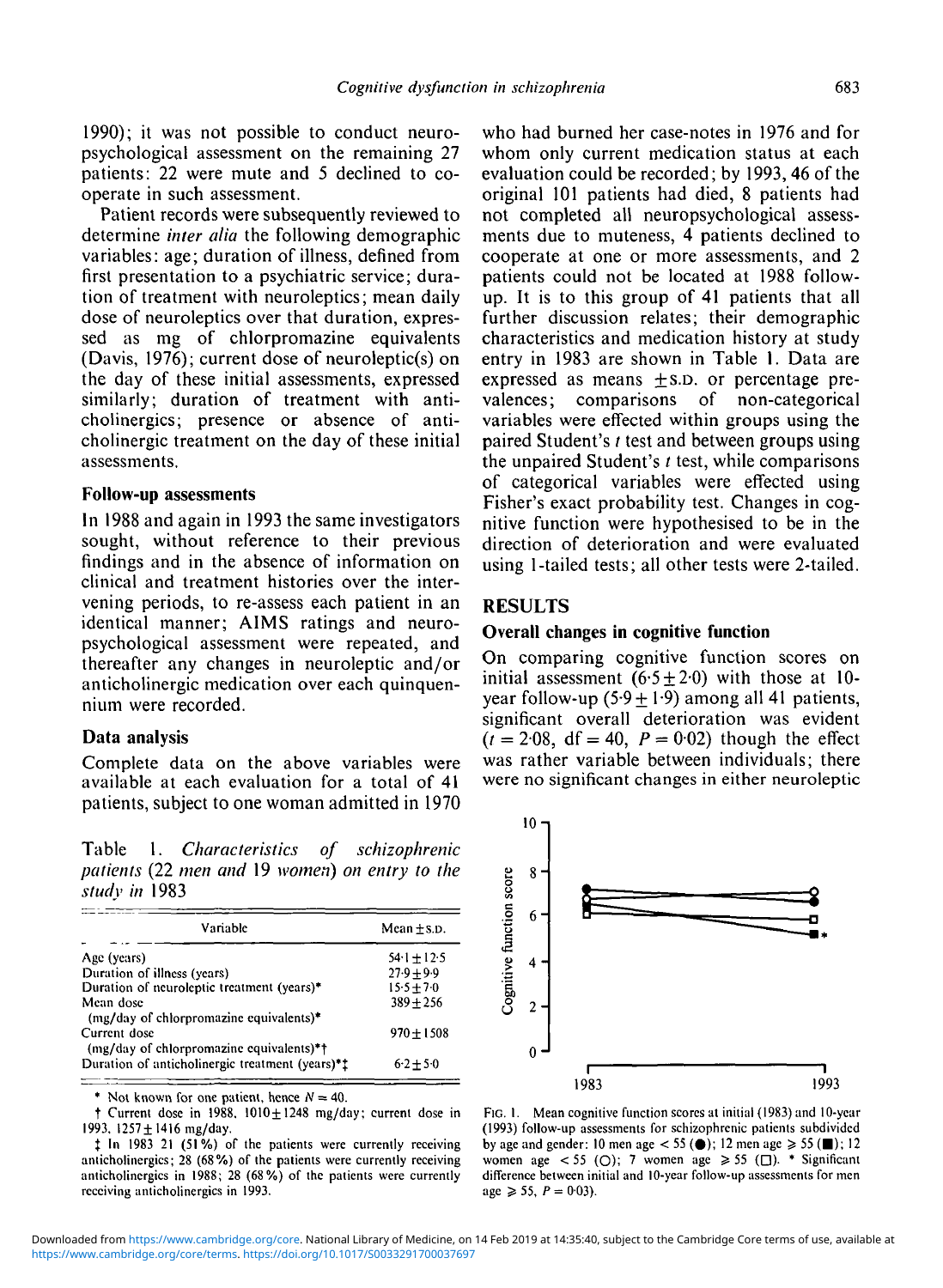1990); it was not possible to conduct neuropsychological assessment on the remaining 27 patients: 22 were mute and 5 declined to cooperate in such assessment.

Patient records were subsequently reviewed to determine *inter alia* the following demographic variables: age; duration of illness, defined from first presentation to a psychiatric service; duration of treatment with neuroleptics; mean daily dose of neuroleptics over that duration, expressed as mg of chlorpromazine equivalents (Davis, 1976); current dose of neuroleptic(s) on the day of these initial assessments, expressed similarly; duration of treatment with anticholinergics; presence or absence of anticholinergic treatment on the day of these initial assessments.

### Follow-up assessments

In 1988 and again in 1993 the same investigators sought, without reference to their previous findings and in the absence of information on clinical and treatment histories over the intervening periods, to re-assess each patient in an identical manner; AIMS ratings and neuropsychological assessment were repeated, and thereafter any changes in neuroleptic and/or anticholinergic medication over each quinquennium were recorded.

### Data analysis

Complete data on the above variables were available at each evaluation for a total of 41 patients, subject to one woman admitted in 1970 who had burned her case-notes in 1976 and for whom only current medication status at each evaluation could be recorded; by 1993, 46 of the original 101 patients had died, 8 patients had not completed all neuropsychological assessments due to muteness, 4 patients declined to cooperate at one or more assessments, and 2 patients could not be located at 1988 follow-up. It is to this group of 41 patients that all further discussion relates; their demographic characteristics and medication history at study entry in 1983 are shown in Table 1. Data are expressed as means ±S.D. or percentage prevalences; comparisons of non-categorical variables were effected within groups using the paired Student's *t* test and between groups using the unpaired Student's *t* test, while comparisons of categorical variables were effected using Fisher's exact probability test. Changes in cognitive function were hypothesised to be in the direction of deterioration and were evaluated using 1-tailed tests; all other tests were 2-tailed.

Table 1. *Characteristics of schizophrenic patients (22 men and 19 women) on entry to the study in 1983*

| Variable | Mean ± S.D. |
|---|---|
| Age (years) | 54·1 ± 12·5 |
| Duration of illness (years) | 27·9 ± 9·9 |
| Duration of neuroleptic treatment (years)* | 15·5 ± 7·0 |
| Mean dose (mg/day of chlorpromazine equivalents)* | 389 ± 256 |
| Current dose (mg/day of chlorpromazine equivalents)*† | 970 ± 1508 |
| Duration of anticholinergic treatment (years)*‡ | 6·2 ± 5·0 |

\* Not known for one patient, hence $N = 40$.

† Current dose in 1988, 1010 ± 1248 mg/day; current dose in 1993, 1257 ± 1416 mg/day.

‡ In 1983 21 (51%) of the patients were currently receiving anticholinergics; 28 (68%) of the patients were currently receiving anticholinergics in 1988; 28 (68%) of the patients were currently receiving anticholinergics in 1993.

## RESULTS

### Overall changes in cognitive function

On comparing cognitive function scores on initial assessment (6·5 ± 2·0) with those at 10-year follow-up (5·9 ± 1·9) among all 41 patients, significant overall deterioration was evident ($t = 2·08$, df = 40, $P = 0·02$) though the effect was rather variable between individuals; there were no significant changes in either neuroleptic

FIG. 1. Mean cognitive function scores at initial (1983) and 10-year (1993) follow-up assessments for schizophrenic patients subdivided by age and gender: 10 men age < 55 (●); 12 men age ⩾ 55 (■); 12 women age < 55 (○); 7 women age ⩾ 55 (□). * Significant difference between initial and 10-year follow-up assessments for men age ⩾ 55, $P = 0·03$).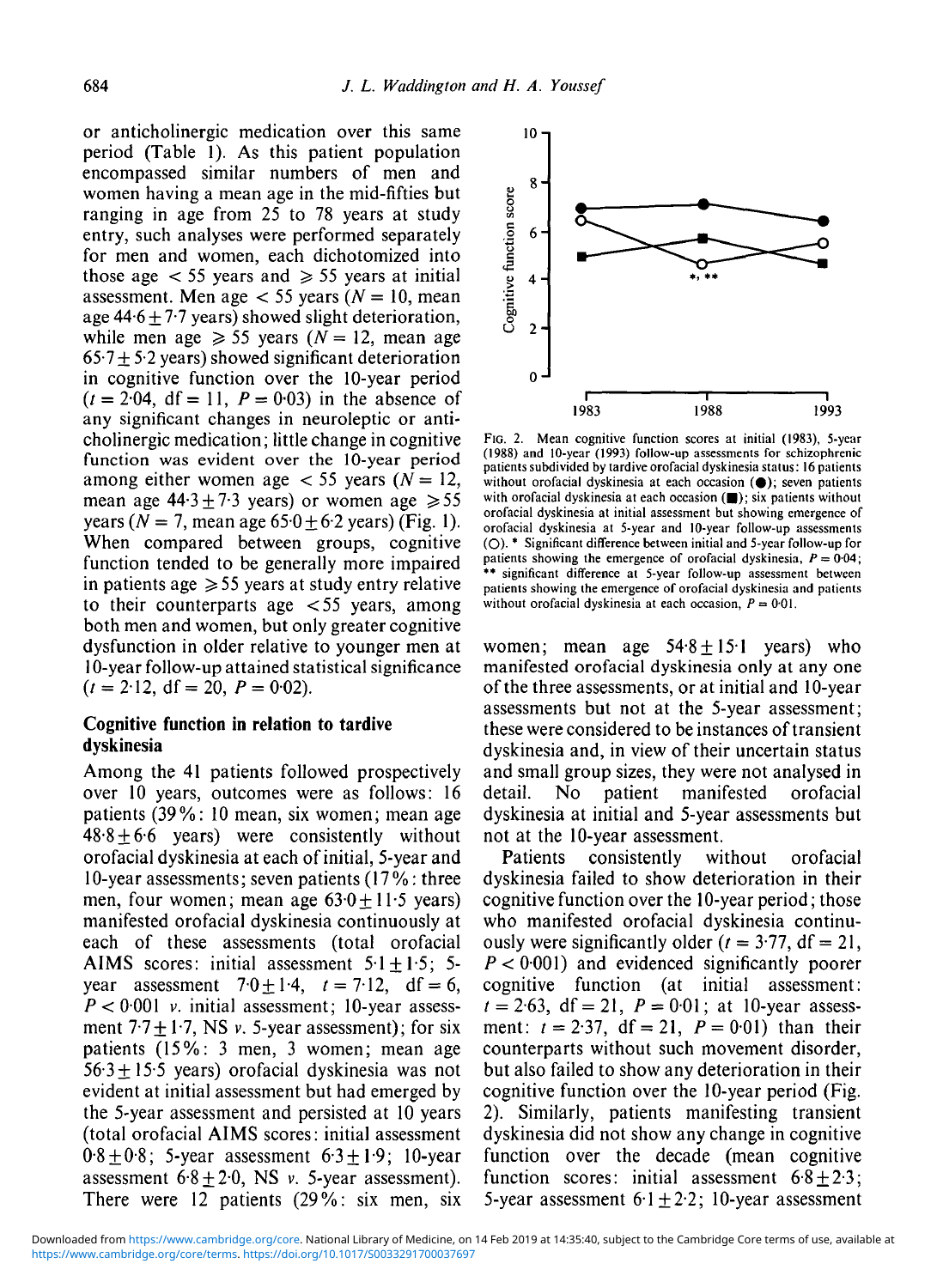or anticholinergic medication over this same period (Table 1). As this patient population encompassed similar numbers of men and women having a mean age in the mid-fifties but ranging in age from 25 to 78 years at study entry, such analyses were performed separately for men and women, each dichotomized into those age < 55 years and ⩾ 55 years at initial assessment. Men age < 55 years ($N = 10$, mean age $44{\cdot}6 \pm 7{\cdot}7$ years) showed slight deterioration, while men age ⩾ 55 years ($N = 12$, mean age $65{\cdot}7 \pm 5{\cdot}2$ years) showed significant deterioration in cognitive function over the 10-year period ($t = 2{\cdot}04$, df = 11, $P = 0{\cdot}03$) in the absence of any significant changes in neuroleptic or anticholinergic medication; little change in cognitive function was evident over the 10-year period among either women age < 55 years ($N = 12$, mean age $44{\cdot}3 \pm 7{\cdot}3$ years) or women age ⩾ 55 years ($N = 7$, mean age $65{\cdot}0 \pm 6{\cdot}2$ years) (Fig. 1). When compared between groups, cognitive function tended to be generally more impaired in patients age ⩾ 55 years at study entry relative to their counterparts age < 55 years, among both men and women, but only greater cognitive dysfunction in older relative to younger men at 10-year follow-up attained statistical significance ($t = 2{\cdot}12$, df = 20, $P = 0{\cdot}02$).

### Cognitive function in relation to tardive dyskinesia

Among the 41 patients followed prospectively over 10 years, outcomes were as follows: 16 patients (39%: 10 mean, six women; mean age $48{\cdot}8 \pm 6{\cdot}6$ years) were consistently without orofacial dyskinesia at each of initial, 5-year and 10-year assessments; seven patients (17%: three men, four women; mean age $63{\cdot}0 \pm 11{\cdot}5$ years) manifested orofacial dyskinesia continuously at each of these assessments (total orofacial AIMS scores: initial assessment $5{\cdot}1 \pm 1{\cdot}5$; 5-year assessment $7{\cdot}0 \pm 1{\cdot}4$, $t = 7{\cdot}12$, df = 6, $P < 0{\cdot}001$ *v.* initial assessment; 10-year assessment $7{\cdot}7 \pm 1{\cdot}7$, NS *v.* 5-year assessment); for six patients (15%: 3 men, 3 women; mean age $56{\cdot}3 \pm 15{\cdot}5$ years) orofacial dyskinesia was not evident at initial assessment but had emerged by the 5-year assessment and persisted at 10 years (total orofacial AIMS scores: initial assessment $0{\cdot}8 \pm 0{\cdot}8$; 5-year assessment $6{\cdot}3 \pm 1{\cdot}9$; 10-year assessment $6{\cdot}8 \pm 2{\cdot}0$, NS *v.* 5-year assessment). There were 12 patients (29%: six men, six women; mean age $54{\cdot}8 \pm 15{\cdot}1$ years) who manifested orofacial dyskinesia only at any one of the three assessments, or at initial and 10-year assessments but not at the 5-year assessment; these were considered to be instances of transient dyskinesia and, in view of their uncertain status and small group sizes, they were not analysed in detail. No patient manifested orofacial dyskinesia at initial and 5-year assessments but not at the 10-year assessment.

Patients consistently without orofacial dyskinesia failed to show deterioration in their cognitive function over the 10-year period; those who manifested orofacial dyskinesia continuously were significantly older ($t = 3{\cdot}77$, df = 21, $P < 0{\cdot}001$) and evidenced significantly poorer cognitive function (at initial assessment: $t = 2{\cdot}63$, df = 21, $P = 0{\cdot}01$; at 10-year assessment: $t = 2{\cdot}37$, df = 21, $P = 0{\cdot}01$) than their counterparts without such movement disorder, but also failed to show any deterioration in their cognitive function over the 10-year period (Fig. 2). Similarly, patients manifesting transient dyskinesia did not show any change in cognitive function over the decade (mean cognitive function scores: initial assessment $6{\cdot}8 \pm 2{\cdot}3$; 5-year assessment $6{\cdot}1 \pm 2{\cdot}2$; 10-year assessment

FIG. 2. Mean cognitive function scores at initial (1983), 5-year (1988) and 10-year (1993) follow-up assessments for schizophrenic patients subdivided by tardive orofacial dyskinesia status: 16 patients without orofacial dyskinesia at each occasion (●); seven patients with orofacial dyskinesia at each occasion (■); six patients without orofacial dyskinesia at initial assessment but showing emergence of orofacial dyskinesia at 5-year and 10-year follow-up assessments (○). * Significant difference between initial and 5-year follow-up for patients showing the emergence of orofacial dyskinesia, $P = 0{\cdot}04$; ** significant difference at 5-year follow-up assessment between patients showing the emergence of orofacial dyskinesia and patients without orofacial dyskinesia at each occasion, $P = 0{\cdot}01$.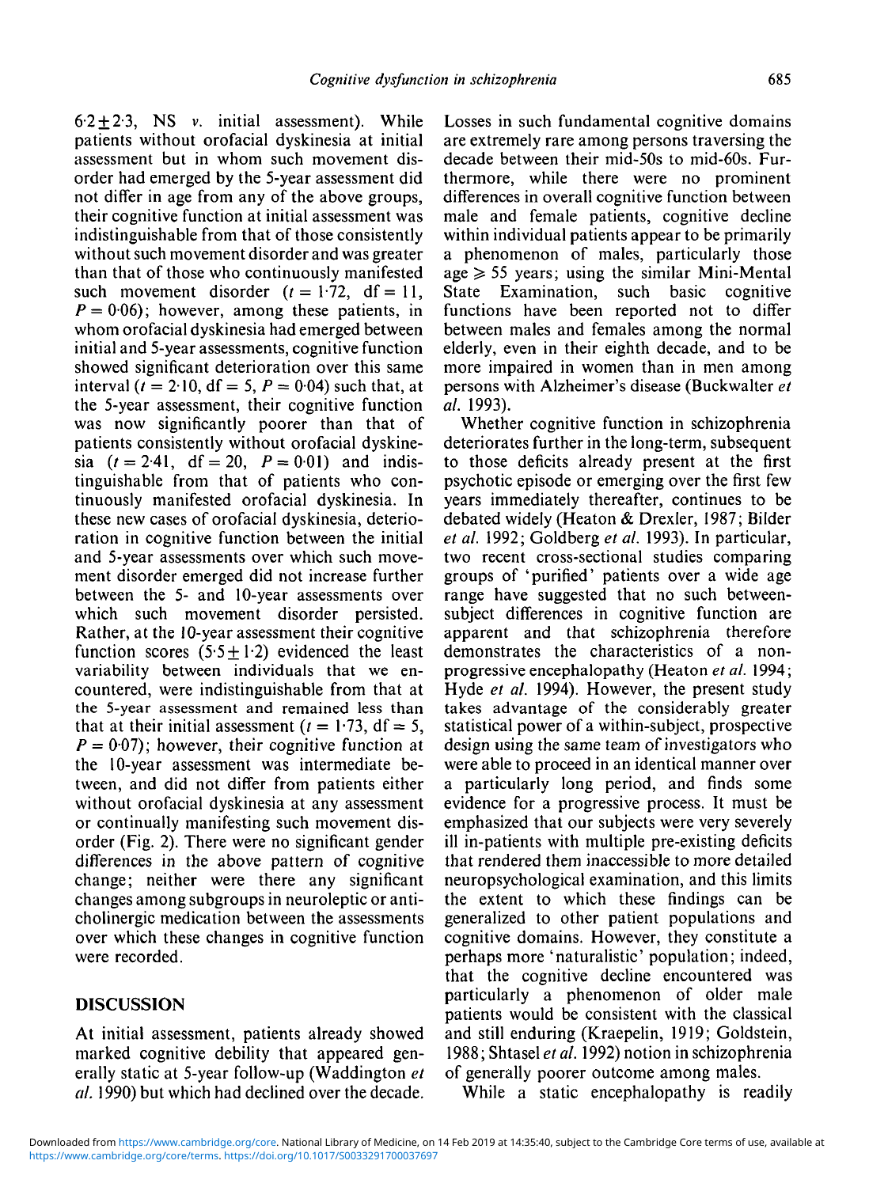$6 \cdot 2 \pm 2 \cdot 3$, NS *v.* initial assessment). While patients without orofacial dyskinesia at initial assessment but in whom such movement disorder had emerged by the 5-year assessment did not differ in age from any of the above groups, their cognitive function at initial assessment was indistinguishable from that of those consistently without such movement disorder and was greater than that of those who continuously manifested such movement disorder ($t = 1 \cdot 72$, df = 11, $P = 0 \cdot 06$); however, among these patients, in whom orofacial dyskinesia had emerged between initial and 5-year assessments, cognitive function showed significant deterioration over this same interval ($t = 2 \cdot 10$, df = 5, $P = 0 \cdot 04$) such that, at the 5-year assessment, their cognitive function was now significantly poorer than that of patients consistently without orofacial dyskinesia ($t = 2 \cdot 41$, df = 20, $P = 0 \cdot 01$) and indistinguishable from that of patients who continuously manifested orofacial dyskinesia. In these new cases of orofacial dyskinesia, deterioration in cognitive function between the initial and 5-year assessments over which such movement disorder emerged did not increase further between the 5- and 10-year assessments over which such movement disorder persisted. Rather, at the 10-year assessment their cognitive function scores ($5 \cdot 5 \pm 1 \cdot 2$) evidenced the least variability between individuals that we encountered, were indistinguishable from that at the 5-year assessment and remained less than that at their initial assessment ($t = 1 \cdot 73$, df = 5, $P = 0 \cdot 07$); however, their cognitive function at the 10-year assessment was intermediate between, and did not differ from patients either without orofacial dyskinesia at any assessment or continually manifesting such movement disorder (Fig. 2). There were no significant gender differences in the above pattern of cognitive change; neither were there any significant changes among subgroups in neuroleptic or anticholinergic medication between the assessments over which these changes in cognitive function were recorded.

## DISCUSSION

At initial assessment, patients already showed marked cognitive debility that appeared generally static at 5-year follow-up (Waddington *et al.* 1990) but which had declined over the decade. Losses in such fundamental cognitive domains are extremely rare among persons traversing the decade between their mid-50s to mid-60s. Furthermore, while there were no prominent differences in overall cognitive function between male and female patients, cognitive decline within individual patients appear to be primarily a phenomenon of males, particularly those age $\geqslant 55$ years; using the similar Mini-Mental State Examination, such basic cognitive functions have been reported not to differ between males and females among the normal elderly, even in their eighth decade, and to be more impaired in women than in men among persons with Alzheimer's disease (Buckwalter *et al.* 1993).

Whether cognitive function in schizophrenia deteriorates further in the long-term, subsequent to those deficits already present at the first psychotic episode or emerging over the first few years immediately thereafter, continues to be debated widely (Heaton & Drexler, 1987; Bilder *et al.* 1992; Goldberg *et al.* 1993). In particular, two recent cross-sectional studies comparing groups of 'purified' patients over a wide age range have suggested that no such between-subject differences in cognitive function are apparent and that schizophrenia therefore demonstrates the characteristics of a non-progressive encephalopathy (Heaton *et al.* 1994; Hyde *et al.* 1994). However, the present study takes advantage of the considerably greater statistical power of a within-subject, prospective design using the same team of investigators who were able to proceed in an identical manner over a particularly long period, and finds some evidence for a progressive process. It must be emphasized that our subjects were very severely ill in-patients with multiple pre-existing deficits that rendered them inaccessible to more detailed neuropsychological examination, and this limits the extent to which these findings can be generalized to other patient populations and cognitive domains. However, they constitute a perhaps more 'naturalistic' population; indeed, that the cognitive decline encountered was particularly a phenomenon of older male patients would be consistent with the classical and still enduring (Kraepelin, 1919; Goldstein, 1988; Shtasel *et al.* 1992) notion in schizophrenia of generally poorer outcome among males.

While a static encephalopathy is readily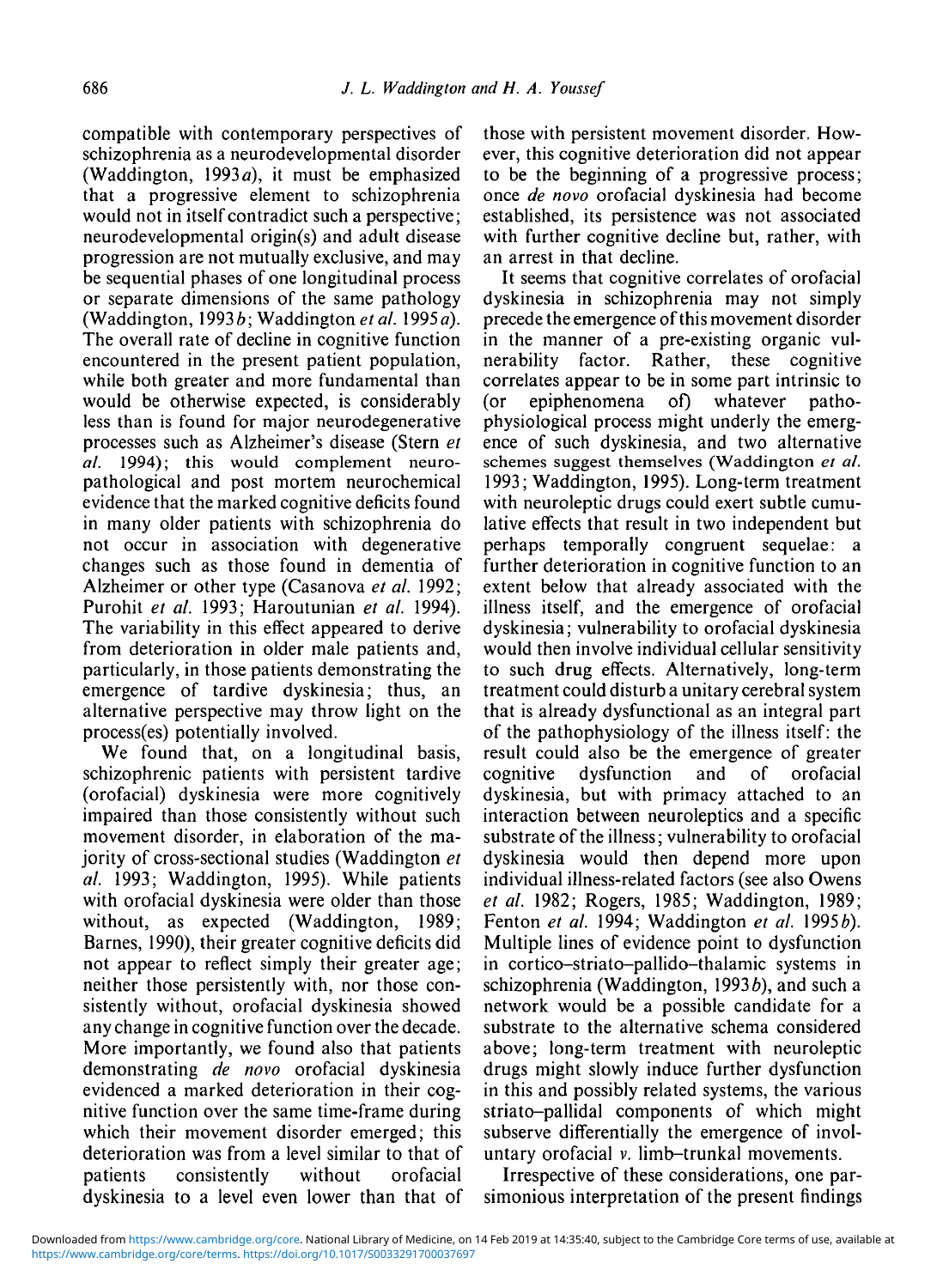compatible with contemporary perspectives of schizophrenia as a neurodevelopmental disorder (Waddington, 1993*a*), it must be emphasized that a progressive element to schizophrenia would not in itself contradict such a perspective; neurodevelopmental origin(s) and adult disease progression are not mutually exclusive, and may be sequential phases of one longitudinal process or separate dimensions of the same pathology (Waddington, 1993*b*; Waddington *et al.* 1995*a*). The overall rate of decline in cognitive function encountered in the present patient population, while both greater and more fundamental than would be otherwise expected, is considerably less than is found for major neurodegenerative processes such as Alzheimer's disease (Stern *et al.* 1994); this would complement neuropathological and post mortem neurochemical evidence that the marked cognitive deficits found in many older patients with schizophrenia do not occur in association with degenerative changes such as those found in dementia of Alzheimer or other type (Casanova *et al.* 1992; Purohit *et al.* 1993; Haroutunian *et al.* 1994). The variability in this effect appeared to derive from deterioration in older male patients and, particularly, in those patients demonstrating the emergence of tardive dyskinesia; thus, an alternative perspective may throw light on the process(es) potentially involved.

We found that, on a longitudinal basis, schizophrenic patients with persistent tardive (orofacial) dyskinesia were more cognitively impaired than those consistently without such movement disorder, in elaboration of the majority of cross-sectional studies (Waddington *et al.* 1993; Waddington, 1995). While patients with orofacial dyskinesia were older than those without, as expected (Waddington, 1989; Barnes, 1990), their greater cognitive deficits did not appear to reflect simply their greater age; neither those persistently with, nor those consistently without, orofacial dyskinesia showed any change in cognitive function over the decade. More importantly, we found also that patients demonstrating *de novo* orofacial dyskinesia evidenced a marked deterioration in their cognitive function over the same time-frame during which their movement disorder emerged; this deterioration was from a level similar to that of patients consistently without orofacial dyskinesia to a level even lower than that of those with persistent movement disorder. However, this cognitive deterioration did not appear to be the beginning of a progressive process; once *de novo* orofacial dyskinesia had become established, its persistence was not associated with further cognitive decline but, rather, with an arrest in that decline.

It seems that cognitive correlates of orofacial dyskinesia in schizophrenia may not simply precede the emergence of this movement disorder in the manner of a pre-existing organic vulnerability factor. Rather, these cognitive correlates appear to be in some part intrinsic to (or epiphenomena of) whatever pathophysiological process might underly the emergence of such dyskinesia, and two alternative schemes suggest themselves (Waddington *et al.* 1993; Waddington, 1995). Long-term treatment with neuroleptic drugs could exert subtle cumulative effects that result in two independent but perhaps temporally congruent sequelae: a further deterioration in cognitive function to an extent below that already associated with the illness itself, and the emergence of orofacial dyskinesia; vulnerability to orofacial dyskinesia would then involve individual cellular sensitivity to such drug effects. Alternatively, long-term treatment could disturb a unitary cerebral system that is already dysfunctional as an integral part of the pathophysiology of the illness itself: the result could also be the emergence of greater cognitive dysfunction and of orofacial dyskinesia, but with primacy attached to an interaction between neuroleptics and a specific substrate of the illness; vulnerability to orofacial dyskinesia would then depend more upon individual illness-related factors (see also Owens *et al.* 1982; Rogers, 1985; Waddington, 1989; Fenton *et al.* 1994; Waddington *et al.* 1995*b*). Multiple lines of evidence point to dysfunction in cortico–striato–pallido–thalamic systems in schizophrenia (Waddington, 1993*b*), and such a network would be a possible candidate for a substrate to the alternative schema considered above; long-term treatment with neuroleptic drugs might slowly induce further dysfunction in this and possibly related systems, the various striato–pallidal components of which might subserve differentially the emergence of involuntary orofacial *v.* limb–trunkal movements.

Irrespective of these considerations, one parsimonious interpretation of the present findings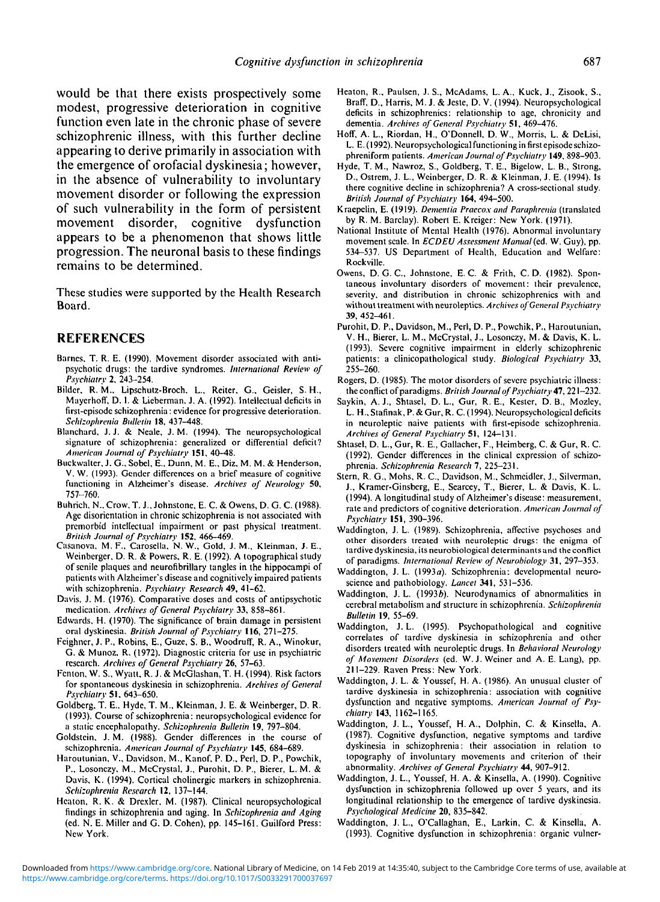would be that there exists prospectively some modest, progressive deterioration in cognitive function even late in the chronic phase of severe schizophrenic illness, with this further decline appearing to derive primarily in association with the emergence of orofacial dyskinesia; however, in the absence of vulnerability to involuntary movement disorder or following the expression of such vulnerability in the form of persistent movement disorder, cognitive dysfunction appears to be a phenomenon that shows little progression. The neuronal basis to these findings remains to be determined.

These studies were supported by the Health Research Board.

## REFERENCES

Barnes, T. R. E. (1990). Movement disorder associated with antipsychotic drugs: the tardive syndromes. *International Review of Psychiatry* **2**, 243–254.

Bilder, R. M., Lipschutz-Broch, L., Reiter, G., Geisler, S. H., Mayerhoff, D. I. & Lieberman, J. A. (1992). Intellectual deficits in first-episode schizophrenia: evidence for progressive deterioration. *Schizophrenia Bulletin* **18**, 437–448.

Blanchard, J. J. & Neale, J. M. (1994). The neuropsychological signature of schizophrenia: generalized or differential deficit? *American Journal of Psychiatry* **151**, 40–48.

Buckwalter, J. G., Sobel, E., Dunn, M. E., Diz, M. M. & Henderson, V. W. (1993). Gender differences on a brief measure of cognitive functioning in Alzheimer's disease. *Archives of Neurology* **50**, 757–760.

Buhrich, N., Crow, T. J., Johnstone, E. C. & Owens, D. G. C. (1988). Age disorientation in chronic schizophrenia is not associated with premorbid intellectual impairment or past physical treatment. *British Journal of Psychiatry* **152**, 466–469.

Casanova, M. F., Carosella, N. W., Gold, J. M., Kleinman, J. E., Weinberger, D. R. & Powers, R. E. (1992). A topographical study of senile plaques and neurofibrillary tangles in the hippocampi of patients with Alzheimer's disease and cognitively impaired patients with schizophrenia. *Psychiatry Research* **49**, 41–62.

Davis, J. M. (1976). Comparative doses and costs of antipsychotic medication. *Archives of General Psychiatry* **33**, 858–861.

Edwards, H. (1970). The significance of brain damage in persistent oral dyskinesia. *British Journal of Psychiatry* **116**, 271–275.

Feighner, J. P., Robins, E., Guze, S. B., Woodruff, R. A., Winokur, G. & Munoz, R. (1972). Diagnostic criteria for use in psychiatric research. *Archives of General Psychiatry* **26**, 57–63.

Fenton, W. S., Wyatt, R. J. & McGlashan, T. H. (1994). Risk factors for spontaneous dyskinesia in schizophrenia. *Archives of General Psychiatry* **51**, 643–650.

Goldberg, T. E., Hyde, T. M., Kleinman, J. E. & Weinberger, D. R. (1993). Course of schizophrenia: neuropsychological evidence for a static encephalopathy. *Schizophrenia Bulletin* **19**, 797–804.

Goldstein, J. M. (1988). Gender differences in the course of schizophrenia. *American Journal of Psychiatry* **145**, 684–689.

Haroutunian, V., Davidson, M., Kanof, P. D., Perl, D. P., Powchik, P., Losonczy, M., McCrystal, J., Purohit, D. P., Bierer, L. M. & Davis, K. (1994). Cortical cholinergic markers in schizophrenia. *Schizophrenia Research* **12**, 137–144.

Heaton, R. K. & Drexler, M. (1987). Clinical neuropsychological findings in schizophrenia and aging. In *Schizophrenia and Aging* (ed. N. E. Miller and G. D. Cohen), pp. 145–161. Guilford Press: New York.

Heaton, R., Paulsen, J. S., McAdams, L. A., Kuck, J., Zisook, S., Braff, D., Harris, M. J. & Jeste, D. V. (1994). Neuropsychological deficits in schizophrenics: relationship to age, chronicity and dementia. *Archives of General Psychiatry* **51**, 469–476.

Hoff, A. L., Riordan, H., O'Donnell, D. W., Morris, L. & DeLisi, L. E. (1992). Neuropsychological functioning in first episode schizophreniform patients. *American Journal of Psychiatry* **149**, 898–903.

Hyde, T. M., Nawroz, S., Goldberg, T. E., Bigelow, L. B., Strong, D., Ostrem, J. L., Weinberger, D. R. & Kleinman, J. E. (1994). Is there cognitive decline in schizophrenia? A cross-sectional study. *British Journal of Psychiatry* **164**, 494–500.

Kraepelin, E. (1919). *Dementia Praecox and Paraphrenia* (translated by R. M. Barclay). Robert E. Kreiger: New York. (1971).

National Institute of Mental Health (1976). Abnormal involuntary movement scale. In *ECDEU Assessment Manual* (ed. W. Guy), pp. 534–537. US Department of Health, Education and Welfare: Rockville.

Owens, D. G. C., Johnstone, E. C. & Frith, C. D. (1982). Spontaneous involuntary disorders of movement: their prevalence, severity, and distribution in chronic schizophrenics with and without treatment with neuroleptics. *Archives of General Psychiatry* **39**, 452–461.

Purohit, D. P., Davidson, M., Perl, D. P., Powchik, P., Haroutunian, V. H., Bierer, L. M., McCrystal, J., Losonczy, M. & Davis, K. L. (1993). Severe cognitive impairment in elderly schizophrenic patients: a clinicopathological study. *Biological Psychiatry* **33**, 255–260.

Rogers, D. (1985). The motor disorders of severe psychiatric illness: the conflict of paradigms. *British Journal of Psychiatry* **47**, 221–232.

Saykin, A. J., Shtasel, D. L., Gur, R. E., Kester, D. B., Mozley, L. H., Stafinak, P. & Gur, R. C. (1994). Neuropsychological deficits in neuroleptic naive patients with first-episode schizophrenia. *Archives of General Psychiatry* **51**, 124–131.

Shtasel, D. L., Gur, R. E., Gallacher, F., Heimberg, C. & Gur, R. C. (1992). Gender differences in the clinical expression of schizophrenia. *Schizophrenia Research* **7**, 225–231.

Stern, R. G., Mohs, R. C., Davidson, M., Schmeidler, J., Silverman, J., Kramer-Ginsberg, E., Searcey, T., Bierer, L. & Davis, K. L. (1994). A longitudinal study of Alzheimer's disease: measurement, rate and predictors of cognitive deterioration. *American Journal of Psychiatry* **151**, 390–396.

Waddington, J. L. (1989). Schizophrenia, affective psychoses and other disorders treated with neuroleptic drugs: the enigma of tardive dyskinesia, its neurobiological determinants and the conflict of paradigms. *International Review of Neurobiology* **31**, 297–353.

Waddington, J. L. (1993*a*). Schizophrenia: developmental neuroscience and pathobiology. *Lancet* **341**, 531–536.

Waddington, J. L. (1993*b*). Neurodynamics of abnormalities in cerebral metabolism and structure in schizophrenia. *Schizophrenia Bulletin* **19**, 55–69.

Waddington, J. L. (1995). Psychopathological and cognitive correlates of tardive dyskinesia in schizophrenia and other disorders treated with neuroleptic drugs. In *Behavioral Neurology of Movement Disorders* (ed. W. J. Weiner and A. E. Lang), pp. 211–229. Raven Press: New York.

Waddington, J. L. & Youssef, H. A. (1986). An unusual cluster of tardive dyskinesia in schizophrenia: association with cognitive dysfunction and negative symptoms. *American Journal of Psychiatry* **143**, 1162–1165.

Waddington, J. L., Youssef, H. A., Dolphin, C. & Kinsella, A. (1987). Cognitive dysfunction, negative symptoms and tardive dyskinesia in schizophrenia: their association in relation to topography of involuntary movements and criterion of their abnormality. *Archives of General Psychiatry* **44**, 907–912.

Waddington, J. L., Youssef, H. A. & Kinsella, A. (1990). Cognitive dysfunction in schizophrenia followed up over 5 years, and its longitudinal relationship to the emergence of tardive dyskinesia. *Psychological Medicine* **20**, 835–842.

Waddington, J. L., O'Callaghan, E., Larkin, C. & Kinsella, A. (1993). Cognitive dysfunction in schizophrenia: organic vulner-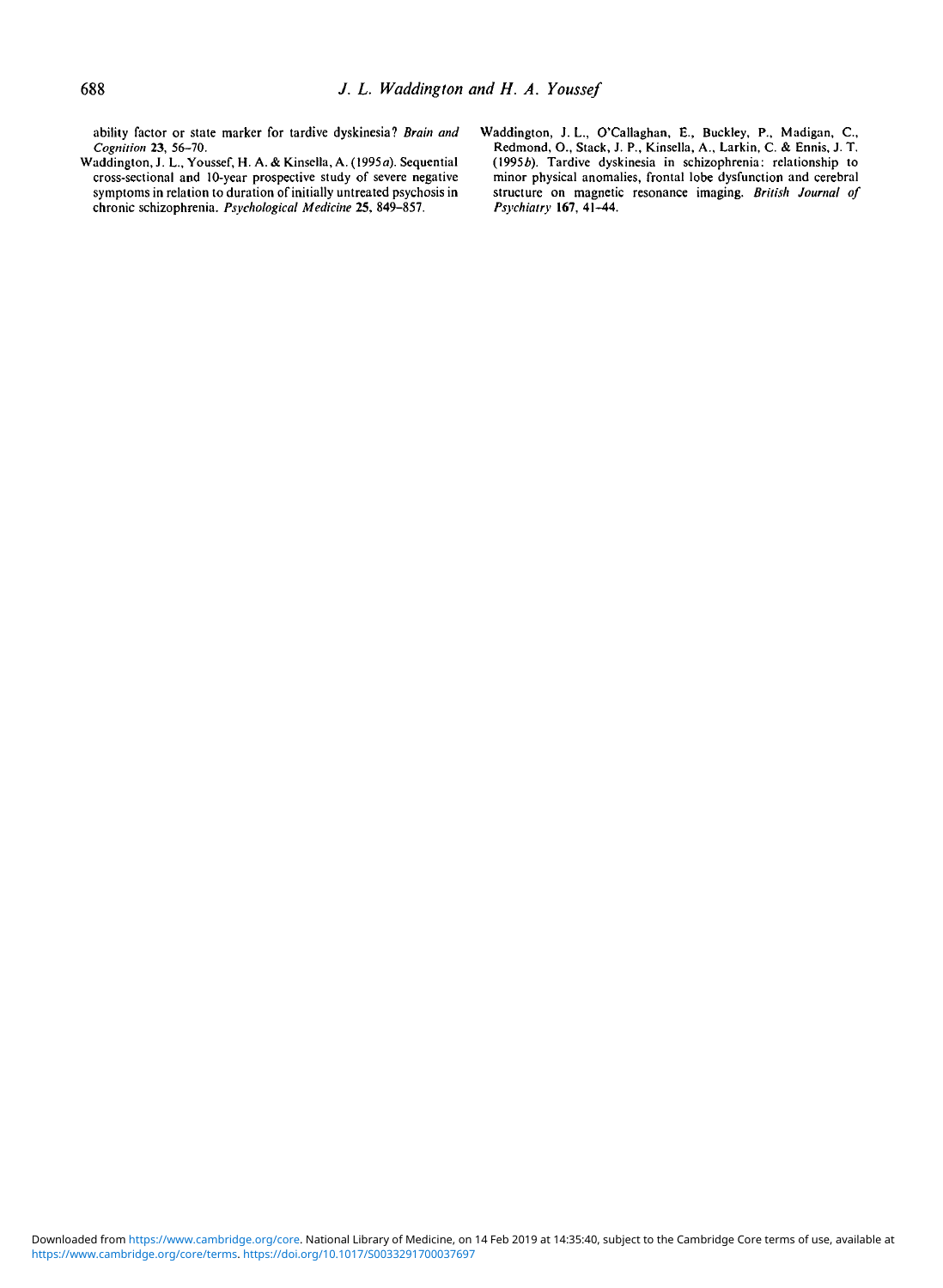ability factor or state marker for tardive dyskinesia? *Brain and Cognition* **23**, 56–70.

Waddington, J. L., Youssef, H. A. & Kinsella, A. (1995*a*). Sequential cross-sectional and 10-year prospective study of severe negative symptoms in relation to duration of initially untreated psychosis in chronic schizophrenia. *Psychological Medicine* **25**, 849–857.

Waddington, J. L., O'Callaghan, E., Buckley, P., Madigan, C., Redmond, O., Stack, J. P., Kinsella, A., Larkin, C. & Ennis, J. T. (1995*b*). Tardive dyskinesia in schizophrenia: relationship to minor physical anomalies, frontal lobe dysfunction and cerebral structure on magnetic resonance imaging. *British Journal of Psychiatry* **167**, 41–44.